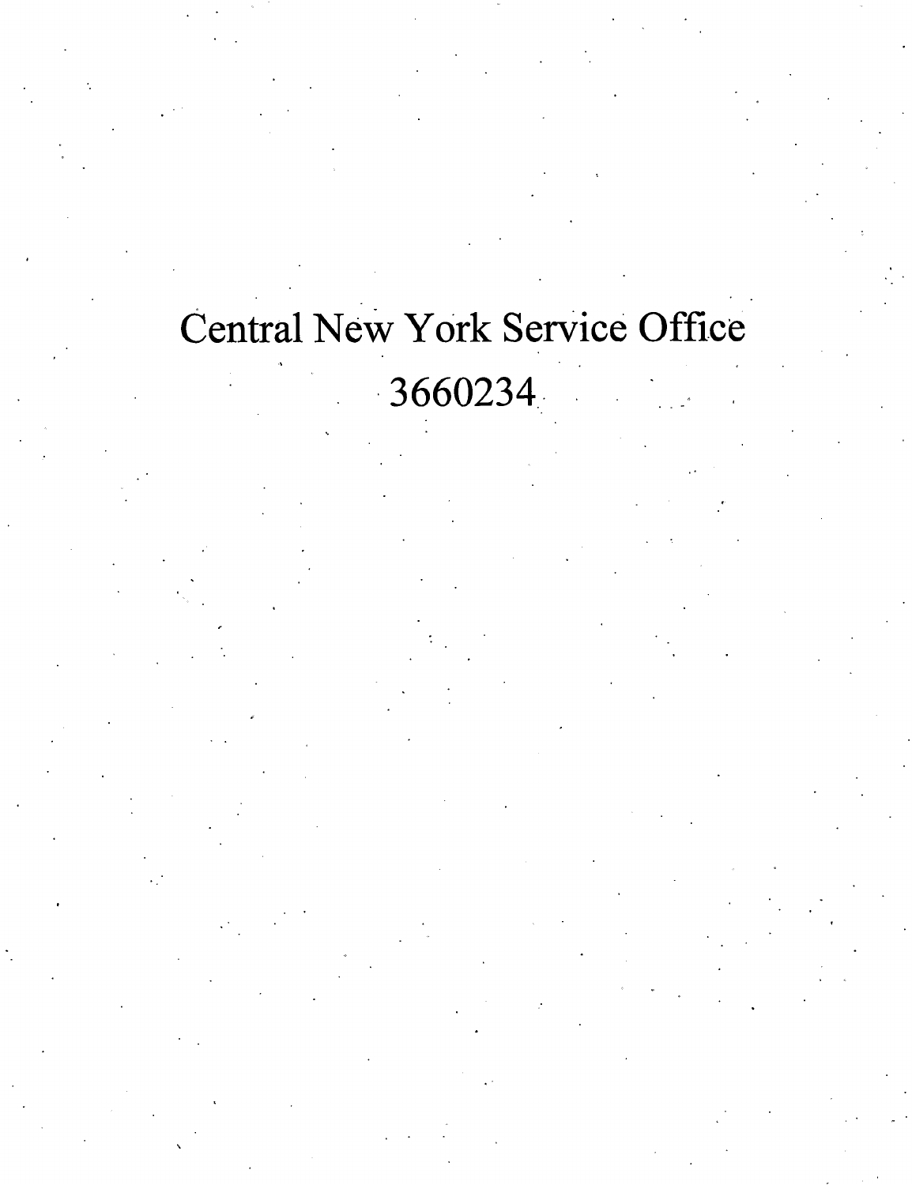# Central New York Service Office

3660234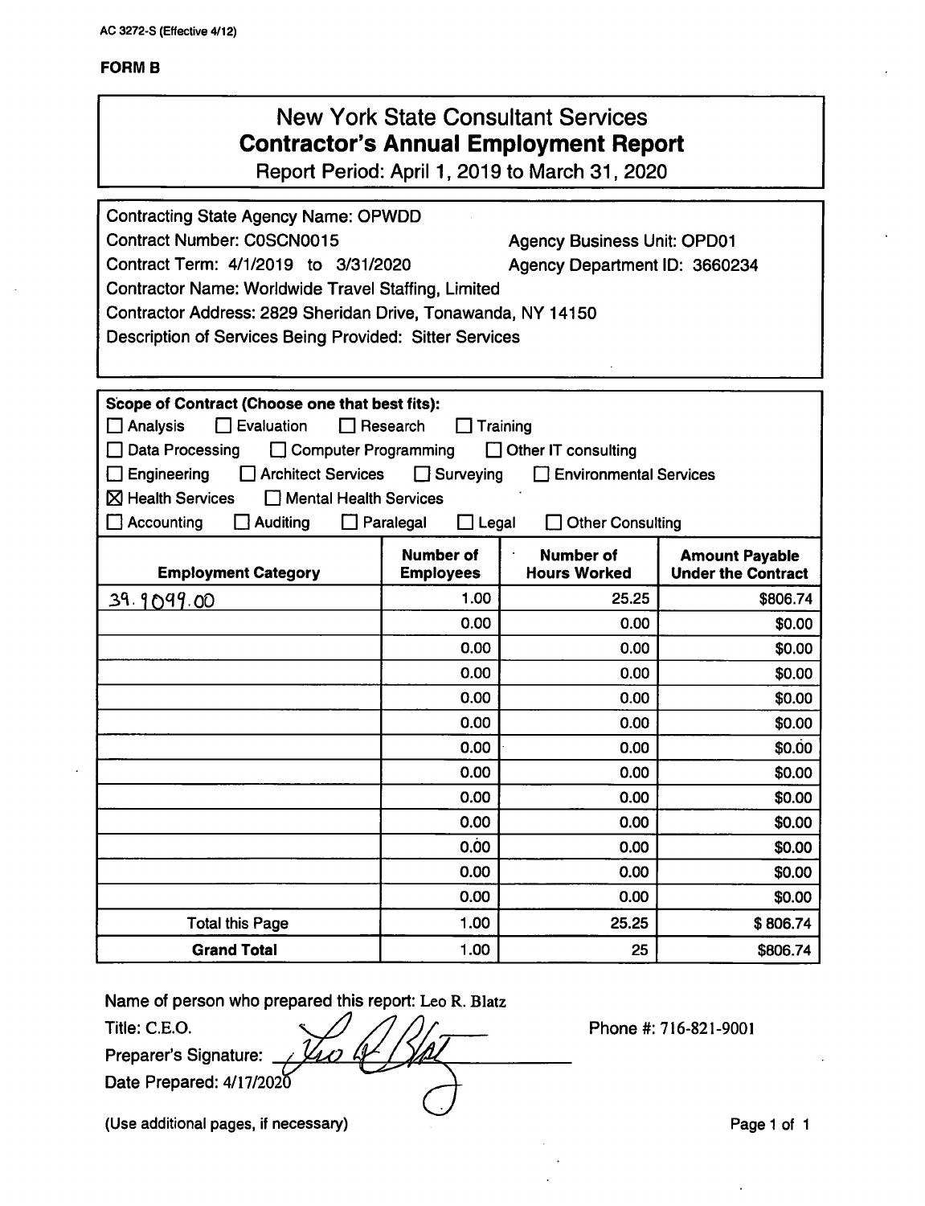AC 3272-S (Effective 4/12)

**FORM B**

# New York State Consultant Services
## Contractor's Annual Employment Report

Report Period: April 1, 2019 to March 31, 2020

Contracting State Agency Name: OPWDD
Contract Number: C0SCN0015 Agency Business Unit: OPD01
Contract Term: 4/1/2019 to 3/31/2020 Agency Department ID: 3660234
Contractor Name: Worldwide Travel Staffing, Limited
Contractor Address: 2829 Sheridan Drive, Tonawanda, NY 14150
Description of Services Being Provided: Sitter Services

**Scope of Contract (Choose one that best fits):**

- ☐ Analysis ☐ Evaluation ☐ Research ☐ Training
- ☐ Data Processing ☐ Computer Programming ☐ Other IT consulting
- ☐ Engineering ☐ Architect Services ☐ Surveying ☐ Environmental Services
- ☒ Health Services ☐ Mental Health Services
- ☐ Accounting ☐ Auditing ☐ Paralegal ☐ Legal ☐ Other Consulting

| Employment Category | Number of Employees | Number of Hours Worked | Amount Payable Under the Contract |
|---|---|---|---|
| 39.9099.00 | 1.00 | 25.25 | $806.74 |
| | 0.00 | 0.00 | $0.00 |
| | 0.00 | 0.00 | $0.00 |
| | 0.00 | 0.00 | $0.00 |
| | 0.00 | 0.00 | $0.00 |
| | 0.00 | 0.00 | $0.00 |
| | 0.00 | 0.00 | $0.00 |
| | 0.00 | 0.00 | $0.00 |
| | 0.00 | 0.00 | $0.00 |
| | 0.00 | 0.00 | $0.00 |
| | 0.00 | 0.00 | $0.00 |
| | 0.00 | 0.00 | $0.00 |
| | 0.00 | 0.00 | $0.00 |
| Total this Page | 1.00 | 25.25 | $ 806.74 |
| **Grand Total** | 1.00 | 25 | $806.74 |

Name of person who prepared this report: Leo R. Blatz
Title: C.E.O. Phone #: 716-821-9001
Preparer's Signature: [signature]
Date Prepared: 4/17/2020

(Use additional pages, if necessary)